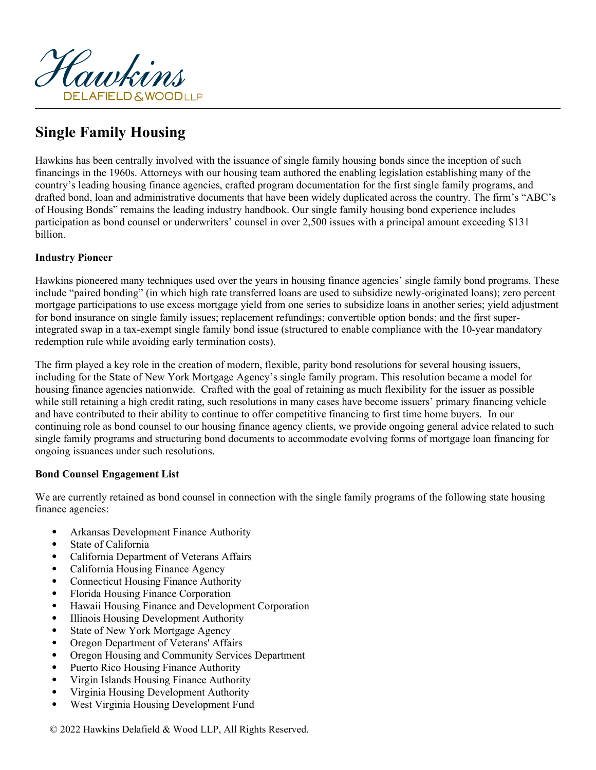Hawkins
DELAFIELD & WOOD LLP

# Single Family Housing

Hawkins has been centrally involved with the issuance of single family housing bonds since the inception of such financings in the 1960s. Attorneys with our housing team authored the enabling legislation establishing many of the country's leading housing finance agencies, crafted program documentation for the first single family programs, and drafted bond, loan and administrative documents that have been widely duplicated across the country. The firm's "ABC's of Housing Bonds" remains the leading industry handbook. Our single family housing bond experience includes participation as bond counsel or underwriters' counsel in over 2,500 issues with a principal amount exceeding $131 billion.

**Industry Pioneer**

Hawkins pioneered many techniques used over the years in housing finance agencies' single family bond programs. These include "paired bonding" (in which high rate transferred loans are used to subsidize newly-originated loans); zero percent mortgage participations to use excess mortgage yield from one series to subsidize loans in another series; yield adjustment for bond insurance on single family issues; replacement refundings; convertible option bonds; and the first super-integrated swap in a tax-exempt single family bond issue (structured to enable compliance with the 10-year mandatory redemption rule while avoiding early termination costs).

The firm played a key role in the creation of modern, flexible, parity bond resolutions for several housing issuers, including for the State of New York Mortgage Agency's single family program. This resolution became a model for housing finance agencies nationwide. Crafted with the goal of retaining as much flexibility for the issuer as possible while still retaining a high credit rating, such resolutions in many cases have become issuers' primary financing vehicle and have contributed to their ability to continue to offer competitive financing to first time home buyers. In our continuing role as bond counsel to our housing finance agency clients, we provide ongoing general advice related to such single family programs and structuring bond documents to accommodate evolving forms of mortgage loan financing for ongoing issuances under such resolutions.

**Bond Counsel Engagement List**

We are currently retained as bond counsel in connection with the single family programs of the following state housing finance agencies:

- Arkansas Development Finance Authority
- State of California
- California Department of Veterans Affairs
- California Housing Finance Agency
- Connecticut Housing Finance Authority
- Florida Housing Finance Corporation
- Hawaii Housing Finance and Development Corporation
- Illinois Housing Development Authority
- State of New York Mortgage Agency
- Oregon Department of Veterans' Affairs
- Oregon Housing and Community Services Department
- Puerto Rico Housing Finance Authority
- Virgin Islands Housing Finance Authority
- Virginia Housing Development Authority
- West Virginia Housing Development Fund

© 2022 Hawkins Delafield & Wood LLP, All Rights Reserved.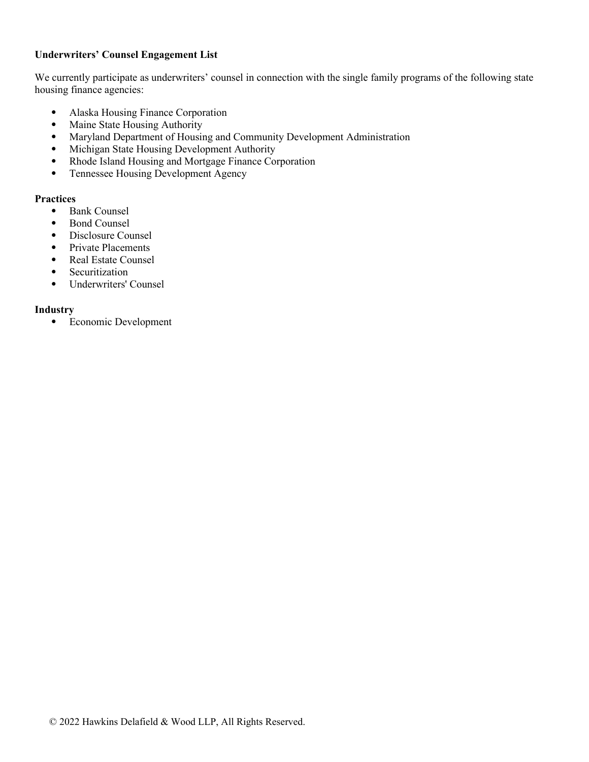**Underwriters' Counsel Engagement List**

We currently participate as underwriters' counsel in connection with the single family programs of the following state housing finance agencies:

- Alaska Housing Finance Corporation
- Maine State Housing Authority
- Maryland Department of Housing and Community Development Administration
- Michigan State Housing Development Authority
- Rhode Island Housing and Mortgage Finance Corporation
- Tennessee Housing Development Agency

**Practices**

- Bank Counsel
- Bond Counsel
- Disclosure Counsel
- Private Placements
- Real Estate Counsel
- Securitization
- Underwriters' Counsel

**Industry**

- Economic Development

© 2022 Hawkins Delafield & Wood LLP, All Rights Reserved.